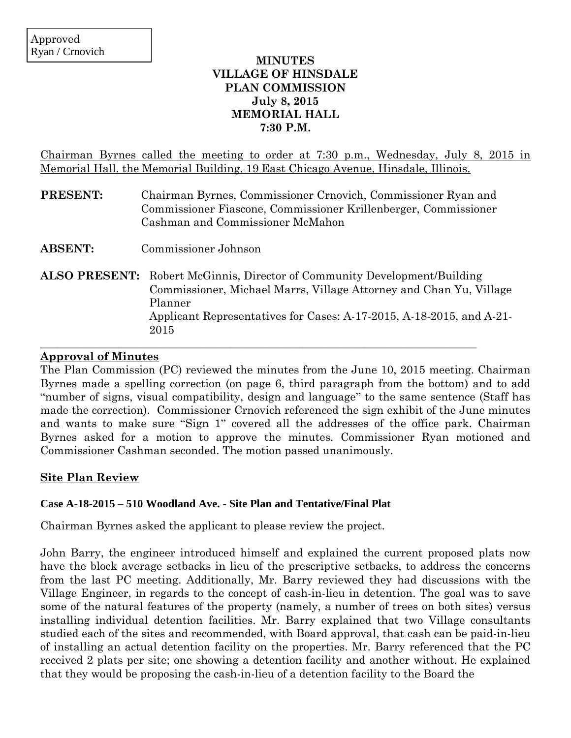Approved
Ryan / Crnovich

# MINUTES
# VILLAGE OF HINSDALE
# PLAN COMMISSION
# July 8, 2015
# MEMORIAL HALL
# 7:30 P.M.

Chairman Byrnes called the meeting to order at 7:30 p.m., Wednesday, July 8, 2015 in Memorial Hall, the Memorial Building, 19 East Chicago Avenue, Hinsdale, Illinois.

**PRESENT:** Chairman Byrnes, Commissioner Crnovich, Commissioner Ryan and Commissioner Fiascone, Commissioner Krillenberger, Commissioner Cashman and Commissioner McMahon

**ABSENT:** Commissioner Johnson

**ALSO PRESENT:** Robert McGinnis, Director of Community Development/Building Commissioner, Michael Marrs, Village Attorney and Chan Yu, Village Planner
Applicant Representatives for Cases: A-17-2015, A-18-2015, and A-21-2015

## Approval of Minutes

The Plan Commission (PC) reviewed the minutes from the June 10, 2015 meeting. Chairman Byrnes made a spelling correction (on page 6, third paragraph from the bottom) and to add "number of signs, visual compatibility, design and language" to the same sentence (Staff has made the correction). Commissioner Crnovich referenced the sign exhibit of the June minutes and wants to make sure "Sign 1" covered all the addresses of the office park. Chairman Byrnes asked for a motion to approve the minutes. Commissioner Ryan motioned and Commissioner Cashman seconded. The motion passed unanimously.

## Site Plan Review

### Case A-18-2015 – 510 Woodland Ave. - Site Plan and Tentative/Final Plat

Chairman Byrnes asked the applicant to please review the project.

John Barry, the engineer introduced himself and explained the current proposed plats now have the block average setbacks in lieu of the prescriptive setbacks, to address the concerns from the last PC meeting. Additionally, Mr. Barry reviewed they had discussions with the Village Engineer, in regards to the concept of cash-in-lieu in detention. The goal was to save some of the natural features of the property (namely, a number of trees on both sites) versus installing individual detention facilities. Mr. Barry explained that two Village consultants studied each of the sites and recommended, with Board approval, that cash can be paid-in-lieu of installing an actual detention facility on the properties. Mr. Barry referenced that the PC received 2 plats per site; one showing a detention facility and another without. He explained that they would be proposing the cash-in-lieu of a detention facility to the Board the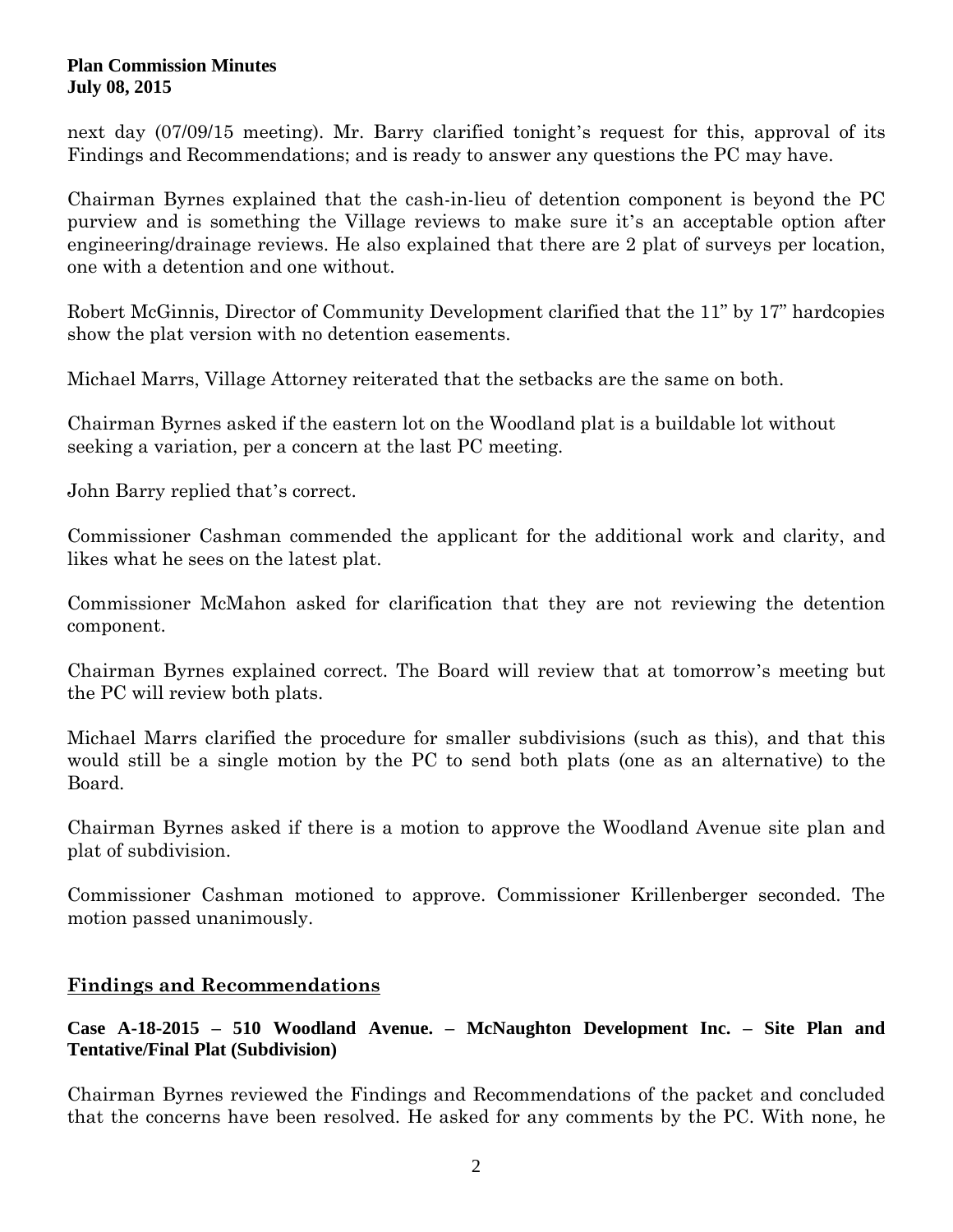next day (07/09/15 meeting). Mr. Barry clarified tonight's request for this, approval of its Findings and Recommendations; and is ready to answer any questions the PC may have.

Chairman Byrnes explained that the cash-in-lieu of detention component is beyond the PC purview and is something the Village reviews to make sure it's an acceptable option after engineering/drainage reviews. He also explained that there are 2 plat of surveys per location, one with a detention and one without.

Robert McGinnis, Director of Community Development clarified that the 11" by 17" hardcopies show the plat version with no detention easements.

Michael Marrs, Village Attorney reiterated that the setbacks are the same on both.

Chairman Byrnes asked if the eastern lot on the Woodland plat is a buildable lot without seeking a variation, per a concern at the last PC meeting.

John Barry replied that's correct.

Commissioner Cashman commended the applicant for the additional work and clarity, and likes what he sees on the latest plat.

Commissioner McMahon asked for clarification that they are not reviewing the detention component.

Chairman Byrnes explained correct. The Board will review that at tomorrow's meeting but the PC will review both plats.

Michael Marrs clarified the procedure for smaller subdivisions (such as this), and that this would still be a single motion by the PC to send both plats (one as an alternative) to the Board.

Chairman Byrnes asked if there is a motion to approve the Woodland Avenue site plan and plat of subdivision.

Commissioner Cashman motioned to approve. Commissioner Krillenberger seconded. The motion passed unanimously.

## Findings and Recommendations

**Case A-18-2015 – 510 Woodland Avenue. – McNaughton Development Inc. – Site Plan and Tentative/Final Plat (Subdivision)**

Chairman Byrnes reviewed the Findings and Recommendations of the packet and concluded that the concerns have been resolved. He asked for any comments by the PC. With none, he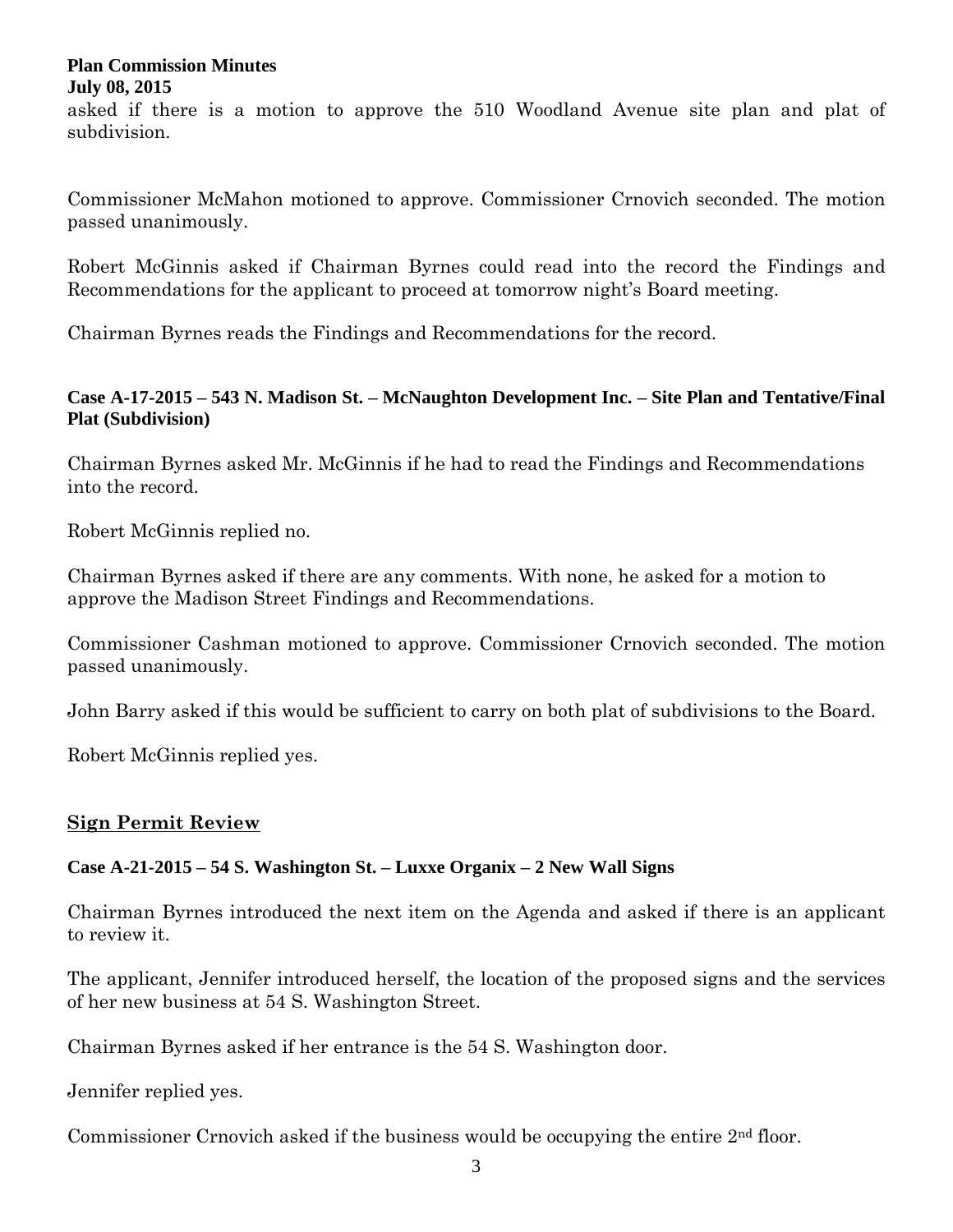asked if there is a motion to approve the 510 Woodland Avenue site plan and plat of subdivision.

Commissioner McMahon motioned to approve. Commissioner Crnovich seconded. The motion passed unanimously.

Robert McGinnis asked if Chairman Byrnes could read into the record the Findings and Recommendations for the applicant to proceed at tomorrow night's Board meeting.

Chairman Byrnes reads the Findings and Recommendations for the record.

**Case A-17-2015 – 543 N. Madison St. – McNaughton Development Inc. – Site Plan and Tentative/Final Plat (Subdivision)**

Chairman Byrnes asked Mr. McGinnis if he had to read the Findings and Recommendations into the record.

Robert McGinnis replied no.

Chairman Byrnes asked if there are any comments. With none, he asked for a motion to approve the Madison Street Findings and Recommendations.

Commissioner Cashman motioned to approve. Commissioner Crnovich seconded. The motion passed unanimously.

John Barry asked if this would be sufficient to carry on both plat of subdivisions to the Board.

Robert McGinnis replied yes.

## Sign Permit Review

**Case A-21-2015 – 54 S. Washington St. – Luxxe Organix – 2 New Wall Signs**

Chairman Byrnes introduced the next item on the Agenda and asked if there is an applicant to review it.

The applicant, Jennifer introduced herself, the location of the proposed signs and the services of her new business at 54 S. Washington Street.

Chairman Byrnes asked if her entrance is the 54 S. Washington door.

Jennifer replied yes.

Commissioner Crnovich asked if the business would be occupying the entire 2nd floor.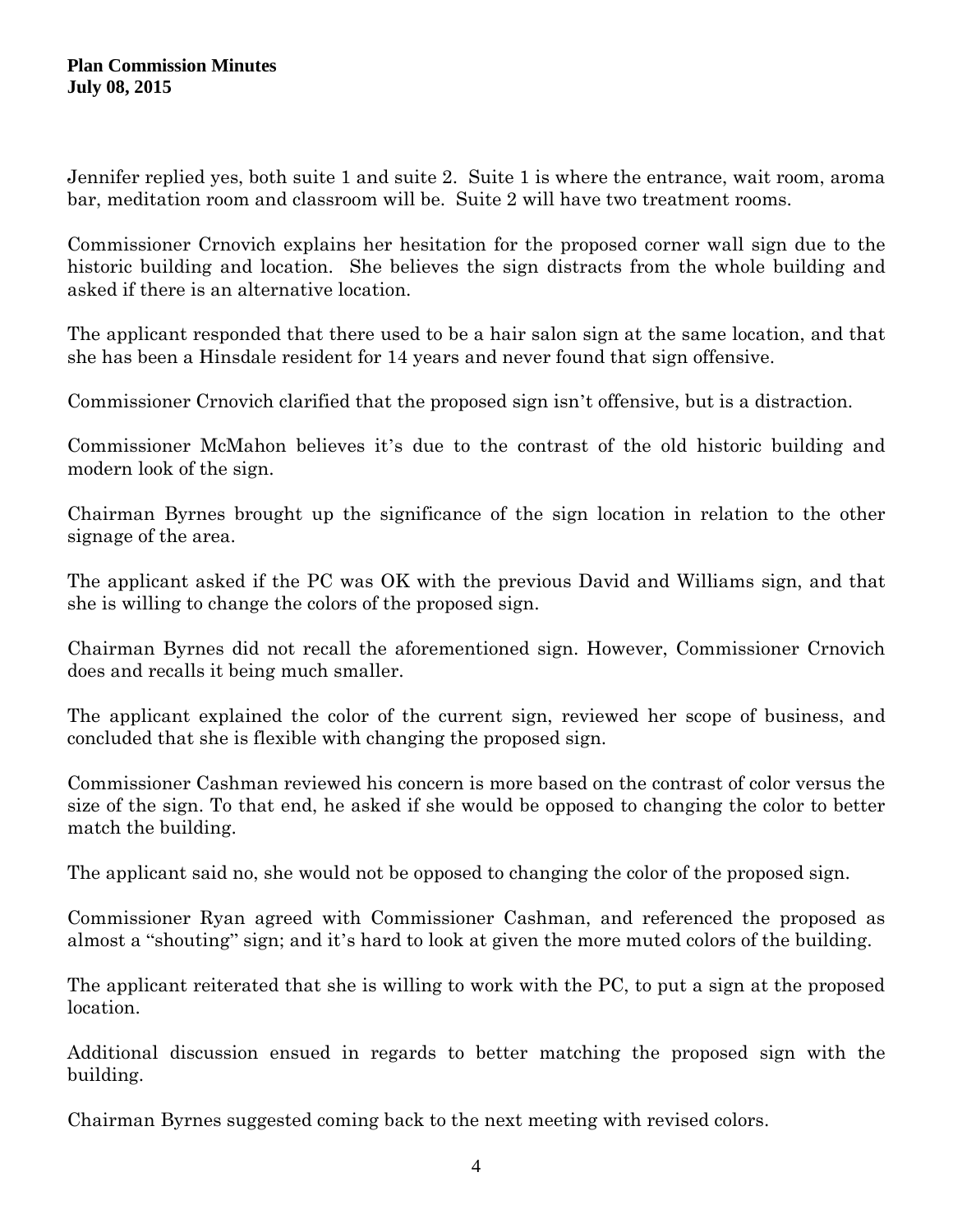Jennifer replied yes, both suite 1 and suite 2. Suite 1 is where the entrance, wait room, aroma bar, meditation room and classroom will be. Suite 2 will have two treatment rooms.

Commissioner Crnovich explains her hesitation for the proposed corner wall sign due to the historic building and location. She believes the sign distracts from the whole building and asked if there is an alternative location.

The applicant responded that there used to be a hair salon sign at the same location, and that she has been a Hinsdale resident for 14 years and never found that sign offensive.

Commissioner Crnovich clarified that the proposed sign isn't offensive, but is a distraction.

Commissioner McMahon believes it's due to the contrast of the old historic building and modern look of the sign.

Chairman Byrnes brought up the significance of the sign location in relation to the other signage of the area.

The applicant asked if the PC was OK with the previous David and Williams sign, and that she is willing to change the colors of the proposed sign.

Chairman Byrnes did not recall the aforementioned sign. However, Commissioner Crnovich does and recalls it being much smaller.

The applicant explained the color of the current sign, reviewed her scope of business, and concluded that she is flexible with changing the proposed sign.

Commissioner Cashman reviewed his concern is more based on the contrast of color versus the size of the sign. To that end, he asked if she would be opposed to changing the color to better match the building.

The applicant said no, she would not be opposed to changing the color of the proposed sign.

Commissioner Ryan agreed with Commissioner Cashman, and referenced the proposed as almost a "shouting" sign; and it's hard to look at given the more muted colors of the building.

The applicant reiterated that she is willing to work with the PC, to put a sign at the proposed location.

Additional discussion ensued in regards to better matching the proposed sign with the building.

Chairman Byrnes suggested coming back to the next meeting with revised colors.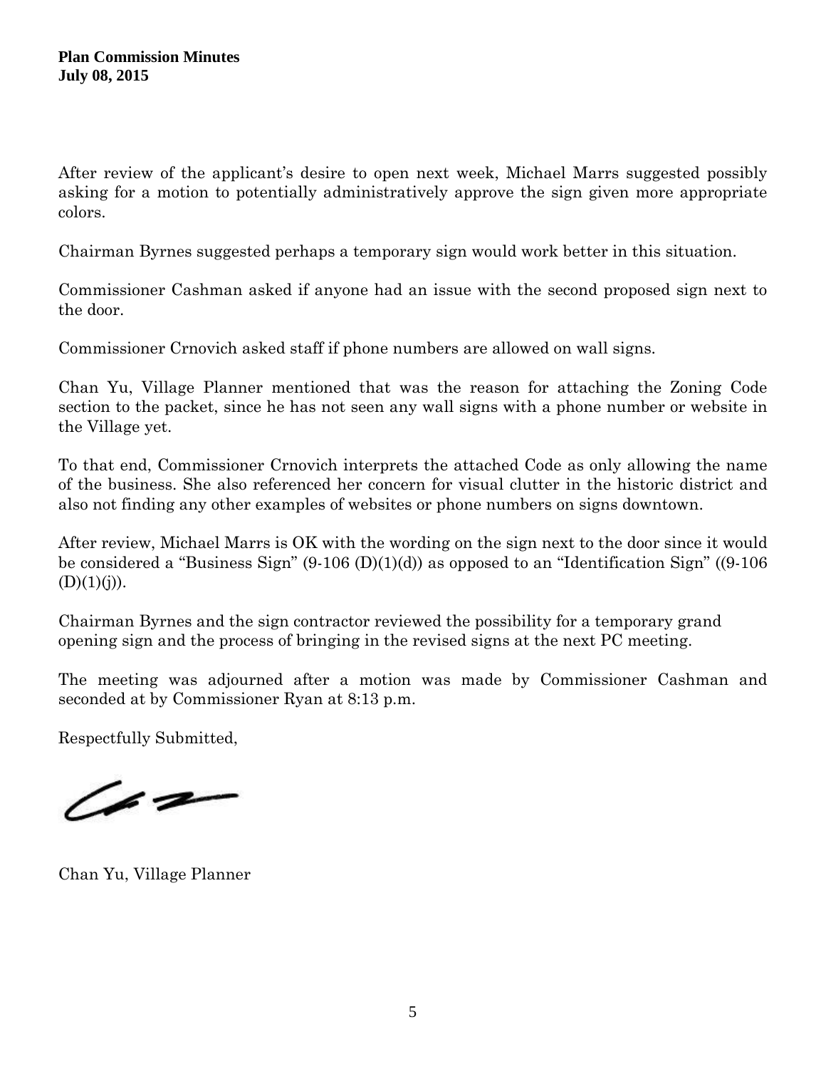After review of the applicant's desire to open next week, Michael Marrs suggested possibly asking for a motion to potentially administratively approve the sign given more appropriate colors.

Chairman Byrnes suggested perhaps a temporary sign would work better in this situation.

Commissioner Cashman asked if anyone had an issue with the second proposed sign next to the door.

Commissioner Crnovich asked staff if phone numbers are allowed on wall signs.

Chan Yu, Village Planner mentioned that was the reason for attaching the Zoning Code section to the packet, since he has not seen any wall signs with a phone number or website in the Village yet.

To that end, Commissioner Crnovich interprets the attached Code as only allowing the name of the business. She also referenced her concern for visual clutter in the historic district and also not finding any other examples of websites or phone numbers on signs downtown.

After review, Michael Marrs is OK with the wording on the sign next to the door since it would be considered a "Business Sign" (9-106 (D)(1)(d)) as opposed to an "Identification Sign" ((9-106 (D)(1)(j)).

Chairman Byrnes and the sign contractor reviewed the possibility for a temporary grand opening sign and the process of bringing in the revised signs at the next PC meeting.

The meeting was adjourned after a motion was made by Commissioner Cashman and seconded at by Commissioner Ryan at 8:13 p.m.

Respectfully Submitted,

Chan Yu, Village Planner